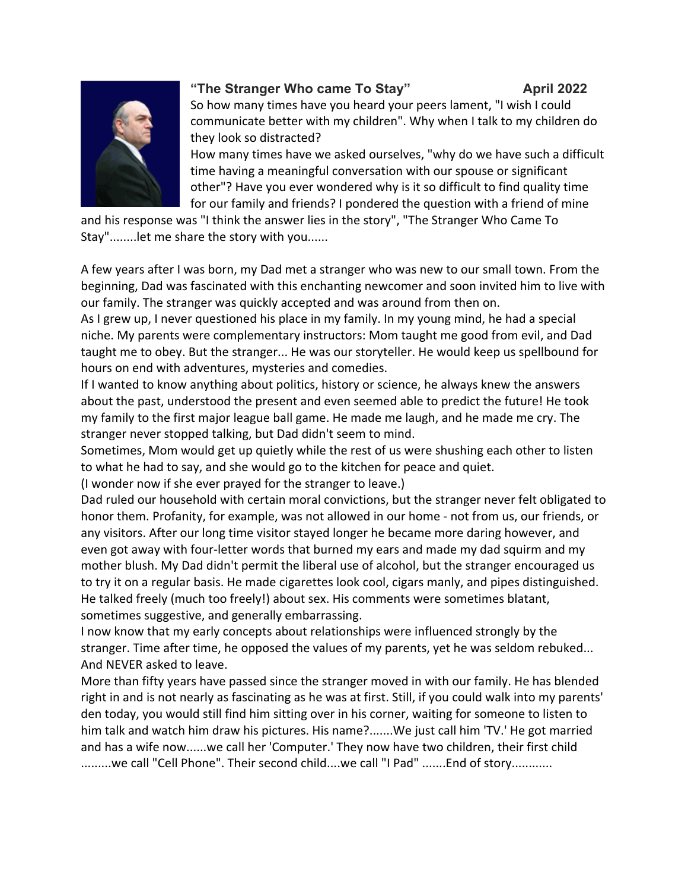## "The Stranger Who came To Stay" April 2022

So how many times have you heard your peers lament, "I wish I could communicate better with my children". Why when I talk to my children do they look so distracted?

How many times have we asked ourselves, "why do we have such a difficult time having a meaningful conversation with our spouse or significant other"? Have you ever wondered why is it so difficult to find quality time for our family and friends? I pondered the question with a friend of mine and his response was "I think the answer lies in the story", "The Stranger Who Came To Stay"........let me share the story with you......

A few years after I was born, my Dad met a stranger who was new to our small town. From the beginning, Dad was fascinated with this enchanting newcomer and soon invited him to live with our family. The stranger was quickly accepted and was around from then on.

As I grew up, I never questioned his place in my family. In my young mind, he had a special niche. My parents were complementary instructors: Mom taught me good from evil, and Dad taught me to obey. But the stranger... He was our storyteller. He would keep us spellbound for hours on end with adventures, mysteries and comedies.

If I wanted to know anything about politics, history or science, he always knew the answers about the past, understood the present and even seemed able to predict the future! He took my family to the first major league ball game. He made me laugh, and he made me cry. The stranger never stopped talking, but Dad didn't seem to mind.

Sometimes, Mom would get up quietly while the rest of us were shushing each other to listen to what he had to say, and she would go to the kitchen for peace and quiet.

(I wonder now if she ever prayed for the stranger to leave.)

Dad ruled our household with certain moral convictions, but the stranger never felt obligated to honor them. Profanity, for example, was not allowed in our home - not from us, our friends, or any visitors. After our long time visitor stayed longer he became more daring however, and even got away with four-letter words that burned my ears and made my dad squirm and my mother blush. My Dad didn't permit the liberal use of alcohol, but the stranger encouraged us to try it on a regular basis. He made cigarettes look cool, cigars manly, and pipes distinguished. He talked freely (much too freely!) about sex. His comments were sometimes blatant, sometimes suggestive, and generally embarrassing.

I now know that my early concepts about relationships were influenced strongly by the stranger. Time after time, he opposed the values of my parents, yet he was seldom rebuked... And NEVER asked to leave.

More than fifty years have passed since the stranger moved in with our family. He has blended right in and is not nearly as fascinating as he was at first. Still, if you could walk into my parents' den today, you would still find him sitting over in his corner, waiting for someone to listen to him talk and watch him draw his pictures. His name?.......We just call him 'TV.' He got married and has a wife now......we call her 'Computer.' They now have two children, their first child .........we call "Cell Phone". Their second child....we call "I Pad" .......End of story............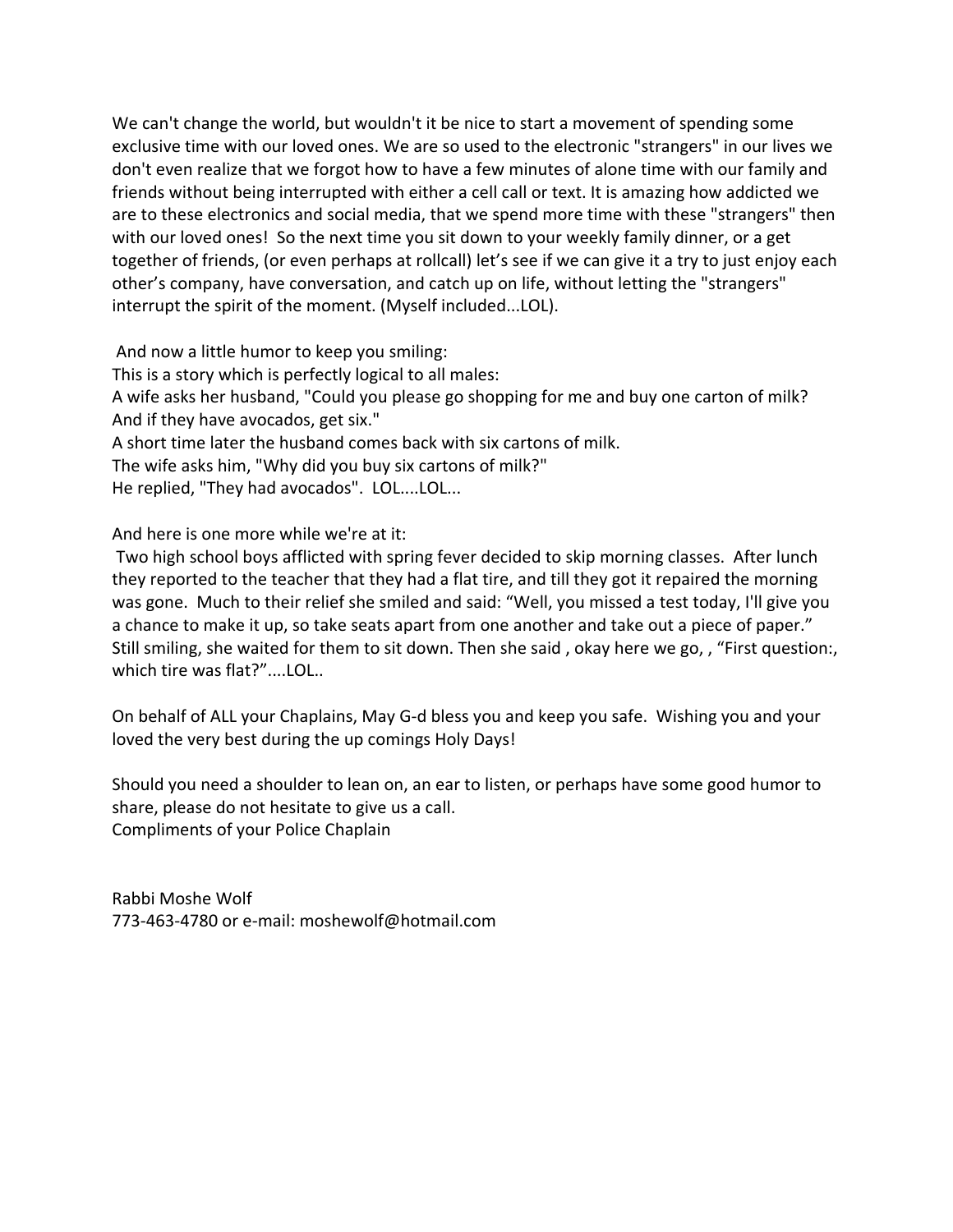We can't change the world, but wouldn't it be nice to start a movement of spending some exclusive time with our loved ones. We are so used to the electronic "strangers" in our lives we don't even realize that we forgot how to have a few minutes of alone time with our family and friends without being interrupted with either a cell call or text. It is amazing how addicted we are to these electronics and social media, that we spend more time with these "strangers" then with our loved ones! So the next time you sit down to your weekly family dinner, or a get together of friends, (or even perhaps at rollcall) let's see if we can give it a try to just enjoy each other's company, have conversation, and catch up on life, without letting the "strangers" interrupt the spirit of the moment. (Myself included...LOL).

And now a little humor to keep you smiling:
This is a story which is perfectly logical to all males:
A wife asks her husband, "Could you please go shopping for me and buy one carton of milk? And if they have avocados, get six."
A short time later the husband comes back with six cartons of milk.
The wife asks him, "Why did you buy six cartons of milk?"
He replied, "They had avocados". LOL....LOL...

And here is one more while we're at it:
Two high school boys afflicted with spring fever decided to skip morning classes. After lunch they reported to the teacher that they had a flat tire, and till they got it repaired the morning was gone. Much to their relief she smiled and said: "Well, you missed a test today, I'll give you a chance to make it up, so take seats apart from one another and take out a piece of paper." Still smiling, she waited for them to sit down. Then she said , okay here we go, , "First question:, which tire was flat?"....LOL..

On behalf of ALL your Chaplains, May G-d bless you and keep you safe. Wishing you and your loved the very best during the up comings Holy Days!

Should you need a shoulder to lean on, an ear to listen, or perhaps have some good humor to share, please do not hesitate to give us a call.
Compliments of your Police Chaplain

Rabbi Moshe Wolf
773-463-4780 or e-mail: moshewolf@hotmail.com